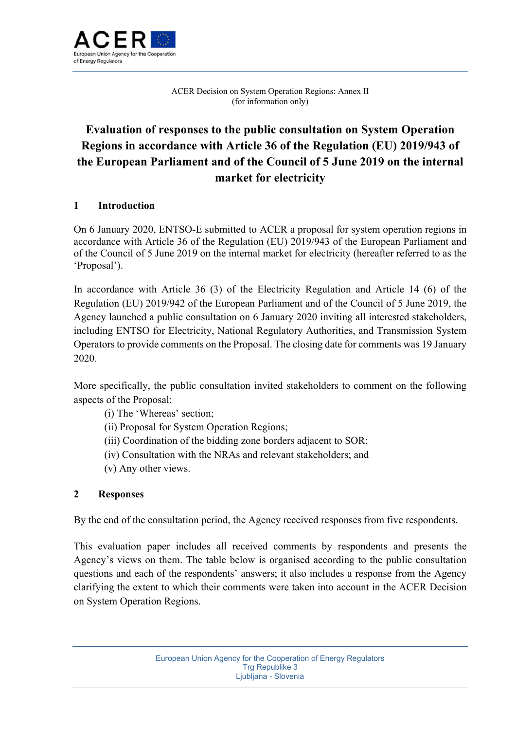ACER Decision on System Operation Regions: Annex II
(for information only)

# Evaluation of responses to the public consultation on System Operation Regions in accordance with Article 36 of the Regulation (EU) 2019/943 of the European Parliament and of the Council of 5 June 2019 on the internal market for electricity

## 1 Introduction

On 6 January 2020, ENTSO-E submitted to ACER a proposal for system operation regions in accordance with Article 36 of the Regulation (EU) 2019/943 of the European Parliament and of the Council of 5 June 2019 on the internal market for electricity (hereafter referred to as the 'Proposal').

In accordance with Article 36 (3) of the Electricity Regulation and Article 14 (6) of the Regulation (EU) 2019/942 of the European Parliament and of the Council of 5 June 2019, the Agency launched a public consultation on 6 January 2020 inviting all interested stakeholders, including ENTSO for Electricity, National Regulatory Authorities, and Transmission System Operators to provide comments on the Proposal. The closing date for comments was 19 January 2020.

More specifically, the public consultation invited stakeholders to comment on the following aspects of the Proposal:

(i) The 'Whereas' section;
(ii) Proposal for System Operation Regions;
(iii) Coordination of the bidding zone borders adjacent to SOR;
(iv) Consultation with the NRAs and relevant stakeholders; and
(v) Any other views.

## 2 Responses

By the end of the consultation period, the Agency received responses from five respondents.

This evaluation paper includes all received comments by respondents and presents the Agency's views on them. The table below is organised according to the public consultation questions and each of the respondents' answers; it also includes a response from the Agency clarifying the extent to which their comments were taken into account in the ACER Decision on System Operation Regions.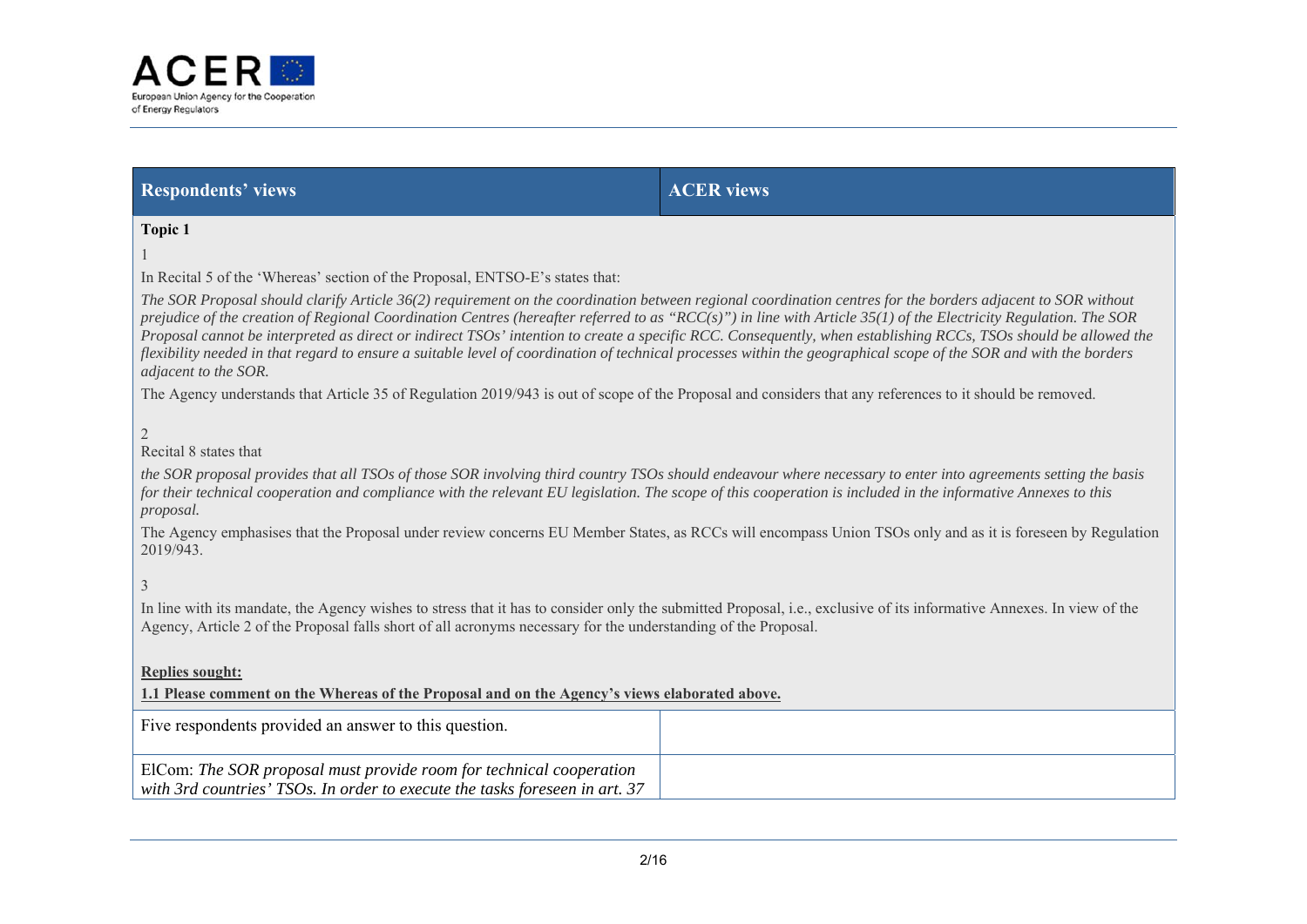| Respondents' views | ACER views |
|---|---|

**Topic 1**

1

In Recital 5 of the 'Whereas' section of the Proposal, ENTSO-E's states that:

*The SOR Proposal should clarify Article 36(2) requirement on the coordination between regional coordination centres for the borders adjacent to SOR without prejudice of the creation of Regional Coordination Centres (hereafter referred to as "RCC(s)") in line with Article 35(1) of the Electricity Regulation. The SOR Proposal cannot be interpreted as direct or indirect TSOs' intention to create a specific RCC. Consequently, when establishing RCCs, TSOs should be allowed the flexibility needed in that regard to ensure a suitable level of coordination of technical processes within the geographical scope of the SOR and with the borders adjacent to the SOR.*

The Agency understands that Article 35 of Regulation 2019/943 is out of scope of the Proposal and considers that any references to it should be removed.

2

Recital 8 states that

*the SOR proposal provides that all TSOs of those SOR involving third country TSOs should endeavour where necessary to enter into agreements setting the basis for their technical cooperation and compliance with the relevant EU legislation. The scope of this cooperation is included in the informative Annexes to this proposal.*

The Agency emphasises that the Proposal under review concerns EU Member States, as RCCs will encompass Union TSOs only and as it is foreseen by Regulation 2019/943.

3

In line with its mandate, the Agency wishes to stress that it has to consider only the submitted Proposal, i.e., exclusive of its informative Annexes. In view of the Agency, Article 2 of the Proposal falls short of all acronyms necessary for the understanding of the Proposal.

**Replies sought:**

**1.1 Please comment on the Whereas of the Proposal and on the Agency's views elaborated above.**

| Respondents' views | ACER views |
|---|---|
| Five respondents provided an answer to this question. | |
| ElCom: *The SOR proposal must provide room for technical cooperation with 3rd countries' TSOs. In order to execute the tasks foreseen in art. 37* | |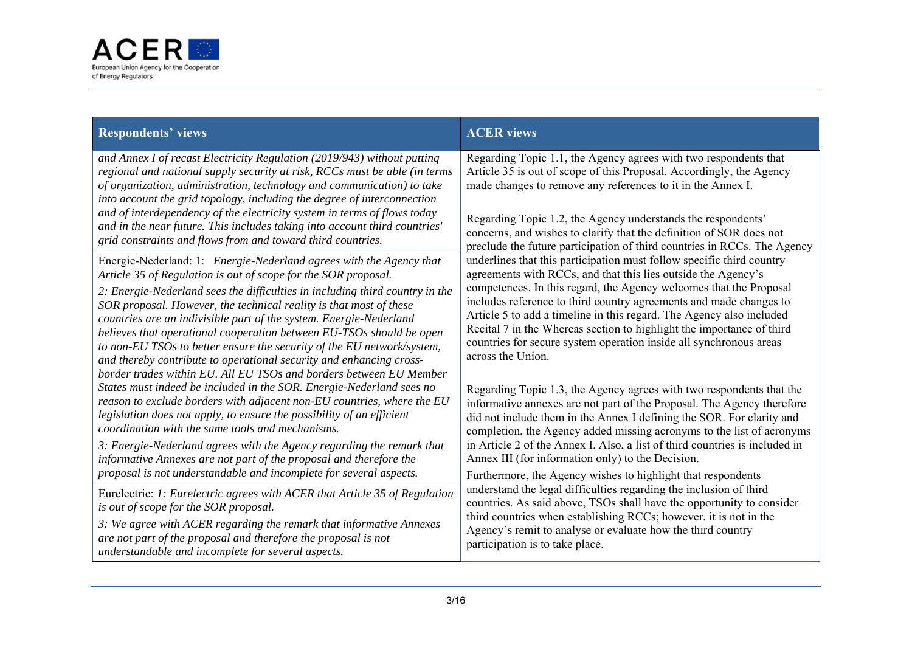| Respondents' views | ACER views |
|---|---|
| *and Annex I of recast Electricity Regulation (2019/943) without putting regional and national supply security at risk, RCCs must be able (in terms of organization, administration, technology and communication) to take into account the grid topology, including the degree of interconnection and of interdependency of the electricity system in terms of flows today and in the near future. This includes taking into account third countries' grid constraints and flows from and toward third countries.* | Regarding Topic 1.1, the Agency agrees with two respondents that Article 35 is out of scope of this Proposal. Accordingly, the Agency made changes to remove any references to it in the Annex I.<br><br>Regarding Topic 1.2, the Agency understands the respondents' concerns, and wishes to clarify that the definition of SOR does not preclude the future participation of third countries in RCCs. The Agency underlines that this participation must follow specific third country agreements with RCCs, and that this lies outside the Agency's competences. In this regard, the Agency welcomes that the Proposal includes reference to third country agreements and made changes to Article 5 to add a timeline in this regard. The Agency also included Recital 7 in the Whereas section to highlight the importance of third countries for secure system operation inside all synchronous areas across the Union.<br><br>Regarding Topic 1.3, the Agency agrees with two respondents that the informative annexes are not part of the Proposal. The Agency therefore did not include them in the Annex I defining the SOR. For clarity and completion, the Agency added missing acronyms to the list of acronyms in Article 2 of the Annex I. Also, a list of third countries is included in Annex III (for information only) to the Decision.<br><br>Furthermore, the Agency wishes to highlight that respondents understand the legal difficulties regarding the inclusion of third countries. As said above, TSOs shall have the opportunity to consider third countries when establishing RCCs; however, it is not in the Agency's remit to analyse or evaluate how the third country participation is to take place. |
| Energie-Nederland: 1: *Energie-Nederland agrees with the Agency that Article 35 of Regulation is out of scope for the SOR proposal.*<br><br>*2: Energie-Nederland sees the difficulties in including third country in the SOR proposal. However, the technical reality is that most of these countries are an indivisible part of the system. Energie-Nederland believes that operational cooperation between EU-TSOs should be open to non-EU TSOs to better ensure the security of the EU network/system, and thereby contribute to operational security and enhancing cross-border trades within EU. All EU TSOs and borders between EU Member States must indeed be included in the SOR. Energie-Nederland sees no reason to exclude borders with adjacent non-EU countries, where the EU legislation does not apply, to ensure the possibility of an efficient coordination with the same tools and mechanisms.*<br><br>*3: Energie-Nederland agrees with the Agency regarding the remark that informative Annexes are not part of the proposal and therefore the proposal is not understandable and incomplete for several aspects.* | |
| Eurelectric: *1: Eurelectric agrees with ACER that Article 35 of Regulation is out of scope for the SOR proposal.*<br><br>*3: We agree with ACER regarding the remark that informative Annexes are not part of the proposal and therefore the proposal is not understandable and incomplete for several aspects.* | |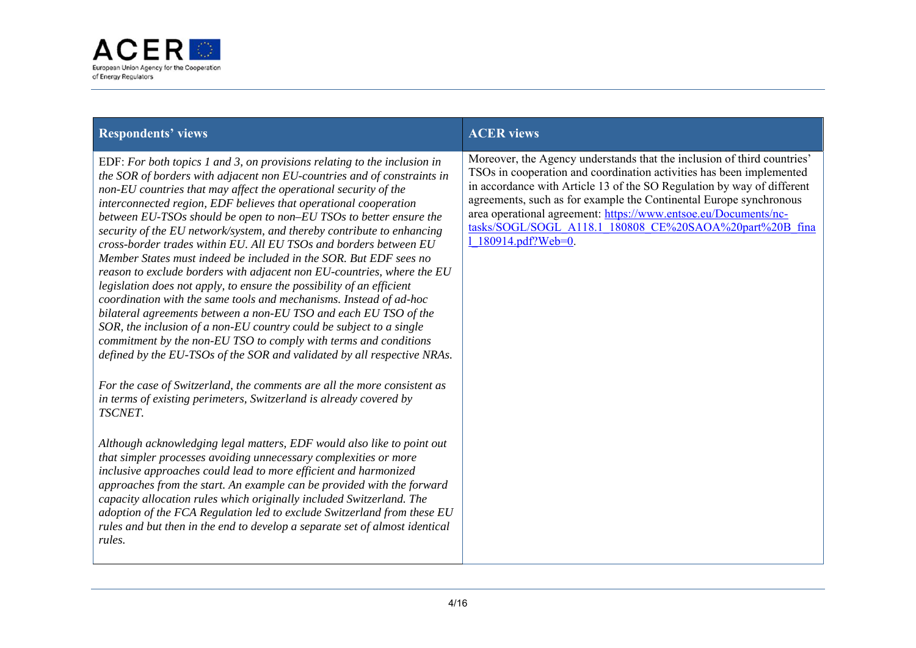| Respondents' views | ACER views |
|---|---|
| EDF: *For both topics 1 and 3, on provisions relating to the inclusion in the SOR of borders with adjacent non EU-countries and of constraints in non-EU countries that may affect the operational security of the interconnected region, EDF believes that operational cooperation between EU-TSOs should be open to non–EU TSOs to better ensure the security of the EU network/system, and thereby contribute to enhancing cross-border trades within EU. All EU TSOs and borders between EU Member States must indeed be included in the SOR. But EDF sees no reason to exclude borders with adjacent non EU-countries, where the EU legislation does not apply, to ensure the possibility of an efficient coordination with the same tools and mechanisms. Instead of ad-hoc bilateral agreements between a non-EU TSO and each EU TSO of the SOR, the inclusion of a non-EU country could be subject to a single commitment by the non-EU TSO to comply with terms and conditions defined by the EU-TSOs of the SOR and validated by all respective NRAs.*<br><br>*For the case of Switzerland, the comments are all the more consistent as in terms of existing perimeters, Switzerland is already covered by TSCNET.*<br><br>*Although acknowledging legal matters, EDF would also like to point out that simpler processes avoiding unnecessary complexities or more inclusive approaches could lead to more efficient and harmonized approaches from the start. An example can be provided with the forward capacity allocation rules which originally included Switzerland. The adoption of the FCA Regulation led to exclude Switzerland from these EU rules and but then in the end to develop a separate set of almost identical rules.* | Moreover, the Agency understands that the inclusion of third countries' TSOs in cooperation and coordination activities has been implemented in accordance with Article 13 of the SO Regulation by way of different agreements, such as for example the Continental Europe synchronous area operational agreement: https://www.entsoe.eu/Documents/nc-tasks/SOGL/SOGL_A118.1_180808_CE%20SAOA%20part%20B_final_180914.pdf?Web=0. |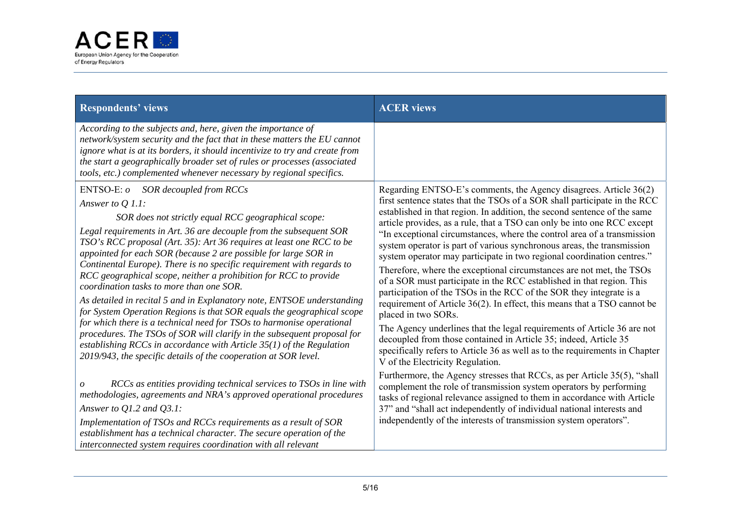| Respondents' views | ACER views |
| --- | --- |
| *According to the subjects and, here, given the importance of network/system security and the fact that in these matters the EU cannot ignore what is at its borders, it should incentivize to try and create from the start a geographically broader set of rules or processes (associated tools, etc.) complemented whenever necessary by regional specifics.* | |
| ENTSO-E: *o SOR decoupled from RCCs*<br><br>*Answer to Q 1.1:*<br><br>*SOR does not strictly equal RCC geographical scope:*<br><br>*Legal requirements in Art. 36 are decouple from the subsequent SOR TSO's RCC proposal (Art. 35): Art 36 requires at least one RCC to be appointed for each SOR (because 2 are possible for large SOR in Continental Europe). There is no specific requirement with regards to RCC geographical scope, neither a prohibition for RCC to provide coordination tasks to more than one SOR.*<br><br>*As detailed in recital 5 and in Explanatory note, ENTSOE understanding for System Operation Regions is that SOR equals the geographical scope for which there is a technical need for TSOs to harmonise operational procedures. The TSOs of SOR will clarify in the subsequent proposal for establishing RCCs in accordance with Article 35(1) of the Regulation 2019/943, the specific details of the cooperation at SOR level.*<br><br>*o RCCs as entities providing technical services to TSOs in line with methodologies, agreements and NRA's approved operational procedures*<br><br>*Answer to Q1.2 and Q3.1:*<br><br>*Implementation of TSOs and RCCs requirements as a result of SOR establishment has a technical character. The secure operation of the interconnected system requires coordination with all relevant* | Regarding ENTSO-E's comments, the Agency disagrees. Article 36(2) first sentence states that the TSOs of a SOR shall participate in the RCC established in that region. In addition, the second sentence of the same article provides, as a rule, that a TSO can only be into one RCC except "In exceptional circumstances, where the control area of a transmission system operator is part of various synchronous areas, the transmission system operator may participate in two regional coordination centres."<br><br>Therefore, where the exceptional circumstances are not met, the TSOs of a SOR must participate in the RCC established in that region. This participation of the TSOs in the RCC of the SOR they integrate is a requirement of Article 36(2). In effect, this means that a TSO cannot be placed in two SORs.<br><br>The Agency underlines that the legal requirements of Article 36 are not decoupled from those contained in Article 35; indeed, Article 35 specifically refers to Article 36 as well as to the requirements in Chapter V of the Electricity Regulation.<br><br>Furthermore, the Agency stresses that RCCs, as per Article 35(5), "shall complement the role of transmission system operators by performing tasks of regional relevance assigned to them in accordance with Article 37" and "shall act independently of individual national interests and independently of the interests of transmission system operators". |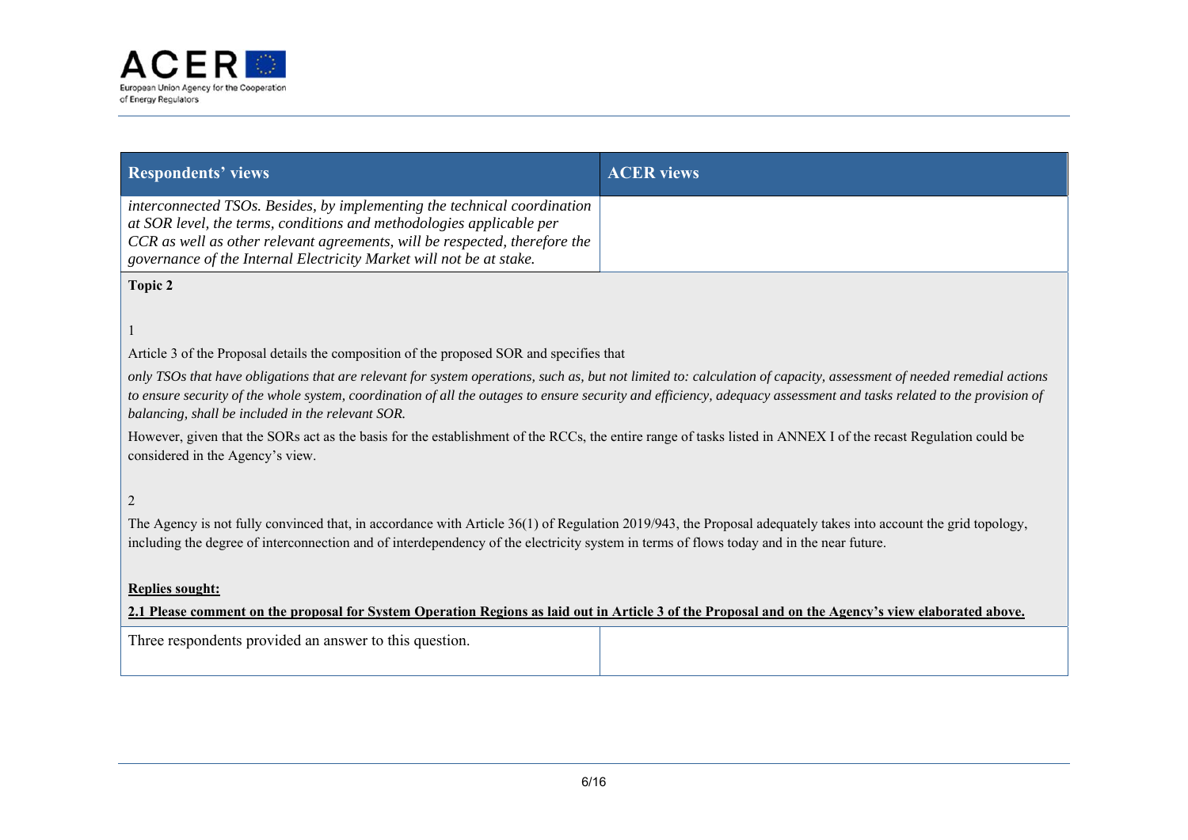| Respondents' views | ACER views |
| --- | --- |
| *interconnected TSOs. Besides, by implementing the technical coordination at SOR level, the terms, conditions and methodologies applicable per CCR as well as other relevant agreements, will be respected, therefore the governance of the Internal Electricity Market will not be at stake.* | |

**Topic 2**

1

Article 3 of the Proposal details the composition of the proposed SOR and specifies that

*only TSOs that have obligations that are relevant for system operations, such as, but not limited to: calculation of capacity, assessment of needed remedial actions to ensure security of the whole system, coordination of all the outages to ensure security and efficiency, adequacy assessment and tasks related to the provision of balancing, shall be included in the relevant SOR.*

However, given that the SORs act as the basis for the establishment of the RCCs, the entire range of tasks listed in ANNEX I of the recast Regulation could be considered in the Agency's view.

2

The Agency is not fully convinced that, in accordance with Article 36(1) of Regulation 2019/943, the Proposal adequately takes into account the grid topology, including the degree of interconnection and of interdependency of the electricity system in terms of flows today and in the near future.

**Replies sought:**

**2.1 Please comment on the proposal for System Operation Regions as laid out in Article 3 of the Proposal and on the Agency's view elaborated above.**

| Respondents' views | ACER views |
| --- | --- |
| Three respondents provided an answer to this question. | |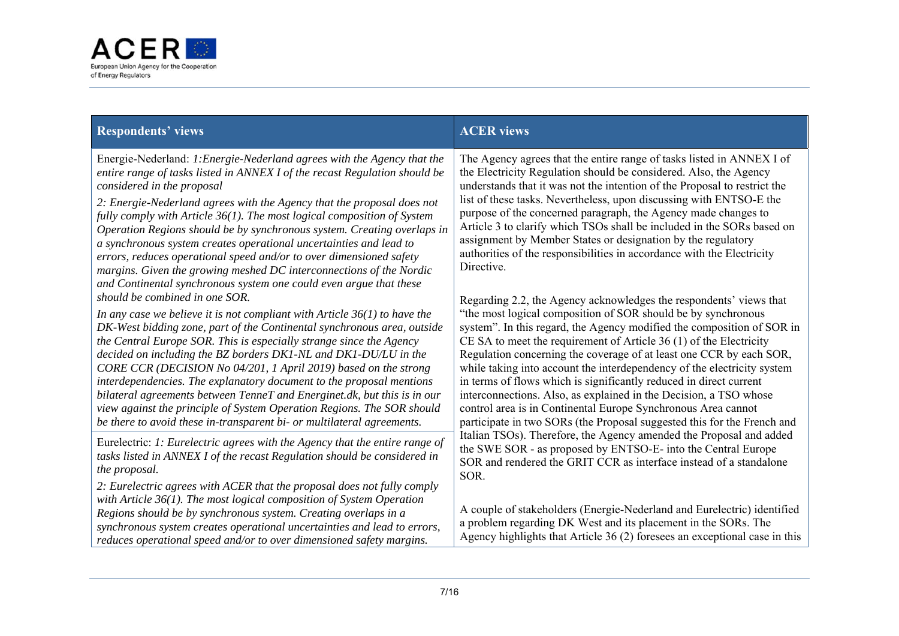| Respondents' views | ACER views |
|---|---|
| Energie-Nederland: *1:Energie-Nederland agrees with the Agency that the entire range of tasks listed in ANNEX I of the recast Regulation should be considered in the proposal*<br><br>*2: Energie-Nederland agrees with the Agency that the proposal does not fully comply with Article 36(1). The most logical composition of System Operation Regions should be by synchronous system. Creating overlaps in a synchronous system creates operational uncertainties and lead to errors, reduces operational speed and/or to over dimensioned safety margins. Given the growing meshed DC interconnections of the Nordic and Continental synchronous system one could even argue that these should be combined in one SOR.*<br><br>*In any case we believe it is not compliant with Article 36(1) to have the DK-West bidding zone, part of the Continental synchronous area, outside the Central Europe SOR. This is especially strange since the Agency decided on including the BZ borders DK1-NL and DK1-DU/LU in the CORE CCR (DECISION No 04/201, 1 April 2019) based on the strong interdependencies. The explanatory document to the proposal mentions bilateral agreements between TenneT and Energinet.dk, but this is in our view against the principle of System Operation Regions. The SOR should be there to avoid these in-transparent bi- or multilateral agreements.* | The Agency agrees that the entire range of tasks listed in ANNEX I of the Electricity Regulation should be considered. Also, the Agency understands that it was not the intention of the Proposal to restrict the list of these tasks. Nevertheless, upon discussing with ENTSO-E the purpose of the concerned paragraph, the Agency made changes to Article 3 to clarify which TSOs shall be included in the SORs based on assignment by Member States or designation by the regulatory authorities of the responsibilities in accordance with the Electricity Directive.<br><br>Regarding 2.2, the Agency acknowledges the respondents' views that "the most logical composition of SOR should be by synchronous system". In this regard, the Agency modified the composition of SOR in CE SA to meet the requirement of Article 36 (1) of the Electricity Regulation concerning the coverage of at least one CCR by each SOR, while taking into account the interdependency of the electricity system in terms of flows which is significantly reduced in direct current interconnections. Also, as explained in the Decision, a TSO whose control area is in Continental Europe Synchronous Area cannot participate in two SORs (the Proposal suggested this for the French and Italian TSOs). Therefore, the Agency amended the Proposal and added the SWE SOR - as proposed by ENTSO-E- into the Central Europe SOR and rendered the GRIT CCR as interface instead of a standalone SOR.<br><br>A couple of stakeholders (Energie-Nederland and Eurelectric) identified a problem regarding DK West and its placement in the SORs. The Agency highlights that Article 36 (2) foresees an exceptional case in this |
| Eurelectric: *1: Eurelectric agrees with the Agency that the entire range of tasks listed in ANNEX I of the recast Regulation should be considered in the proposal.*<br><br>*2: Eurelectric agrees with ACER that the proposal does not fully comply with Article 36(1). The most logical composition of System Operation Regions should be by synchronous system. Creating overlaps in a synchronous system creates operational uncertainties and lead to errors, reduces operational speed and/or to over dimensioned safety margins.* | |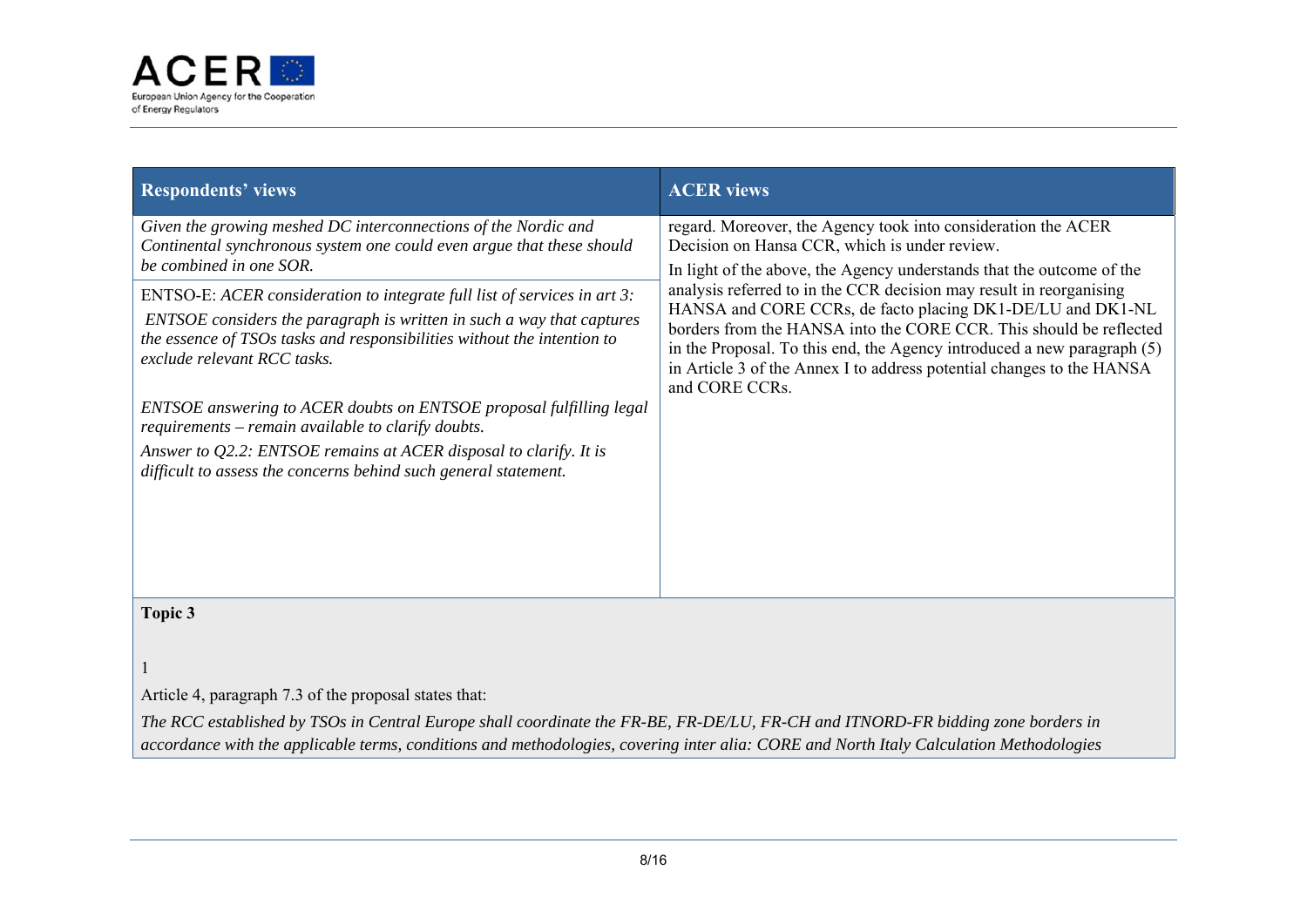| Respondents' views | ACER views |
|---|---|
| *Given the growing meshed DC interconnections of the Nordic and Continental synchronous system one could even argue that these should be combined in one SOR.*<br><br>ENTSO-E: *ACER consideration to integrate full list of services in art 3: ENTSOE considers the paragraph is written in such a way that captures the essence of TSOs tasks and responsibilities without the intention to exclude relevant RCC tasks.*<br><br>*ENTSOE answering to ACER doubts on ENTSOE proposal fulfilling legal requirements – remain available to clarify doubts.*<br><br>*Answer to Q2.2: ENTSOE remains at ACER disposal to clarify. It is difficult to assess the concerns behind such general statement.* | regard. Moreover, the Agency took into consideration the ACER Decision on Hansa CCR, which is under review.<br><br>In light of the above, the Agency understands that the outcome of the analysis referred to in the CCR decision may result in reorganising HANSA and CORE CCRs, de facto placing DK1-DE/LU and DK1-NL borders from the HANSA into the CORE CCR. This should be reflected in the Proposal. To this end, the Agency introduced a new paragraph (5) in Article 3 of the Annex I to address potential changes to the HANSA and CORE CCRs. |

**Topic 3**

1

Article 4, paragraph 7.3 of the proposal states that:

*The RCC established by TSOs in Central Europe shall coordinate the FR-BE, FR-DE/LU, FR-CH and ITNORD-FR bidding zone borders in accordance with the applicable terms, conditions and methodologies, covering inter alia: CORE and North Italy Calculation Methodologies*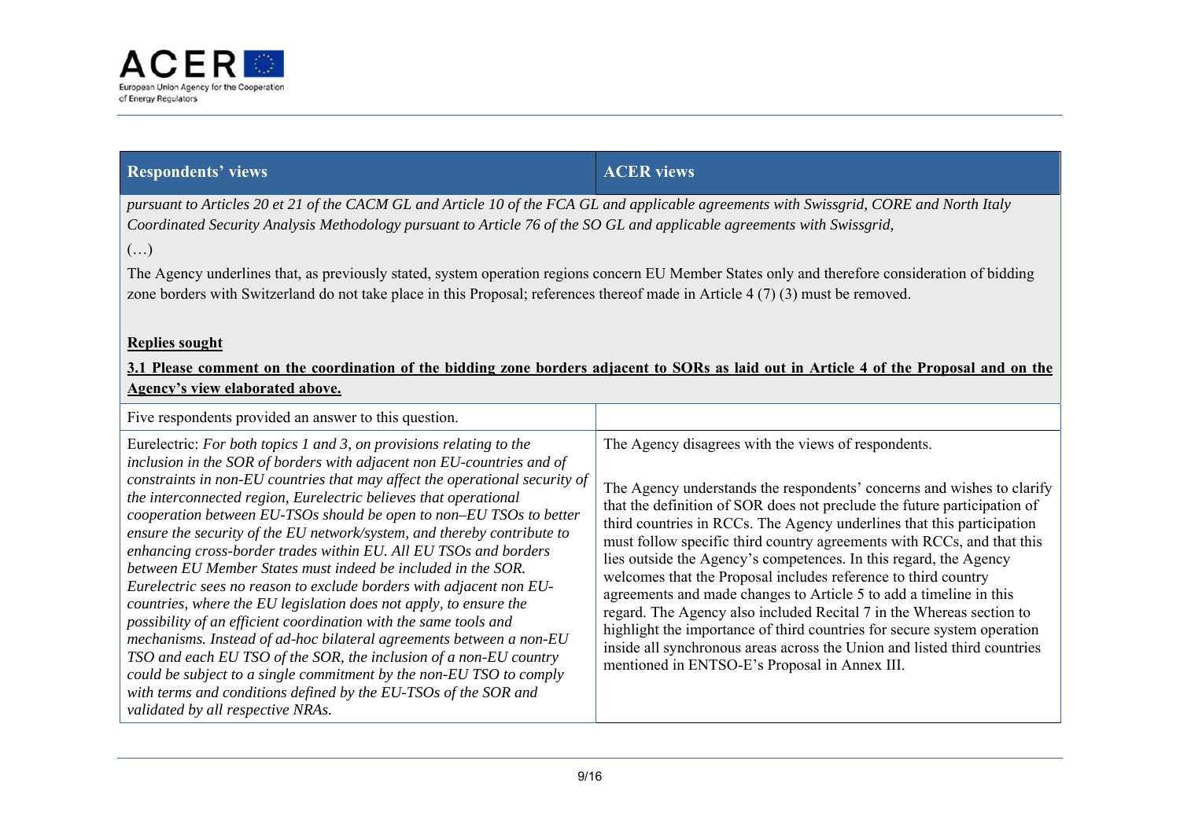| Respondents' views | ACER views |
|---|---|
| *pursuant to Articles 20 et 21 of the CACM GL and Article 10 of the FCA GL and applicable agreements with Swissgrid, CORE and North Italy Coordinated Security Analysis Methodology pursuant to Article 76 of the SO GL and applicable agreements with Swissgrid,*<br><br>(…)<br><br>The Agency underlines that, as previously stated, system operation regions concern EU Member States only and therefore consideration of bidding zone borders with Switzerland do not take place in this Proposal; references thereof made in Article 4 (7) (3) must be removed.<br><br>**Replies sought**<br><br>**3.1 Please comment on the coordination of the bidding zone borders adjacent to SORs as laid out in Article 4 of the Proposal and on the Agency's view elaborated above.** | |
| Five respondents provided an answer to this question. | |
| Eurelectric: *For both topics 1 and 3, on provisions relating to the inclusion in the SOR of borders with adjacent non EU-countries and of constraints in non-EU countries that may affect the operational security of the interconnected region, Eurelectric believes that operational cooperation between EU-TSOs should be open to non–EU TSOs to better ensure the security of the EU network/system, and thereby contribute to enhancing cross-border trades within EU. All EU TSOs and borders between EU Member States must indeed be included in the SOR. Eurelectric sees no reason to exclude borders with adjacent non EU-countries, where the EU legislation does not apply, to ensure the possibility of an efficient coordination with the same tools and mechanisms. Instead of ad-hoc bilateral agreements between a non-EU TSO and each EU TSO of the SOR, the inclusion of a non-EU country could be subject to a single commitment by the non-EU TSO to comply with terms and conditions defined by the EU-TSOs of the SOR and validated by all respective NRAs.* | The Agency disagrees with the views of respondents.<br><br>The Agency understands the respondents' concerns and wishes to clarify that the definition of SOR does not preclude the future participation of third countries in RCCs. The Agency underlines that this participation must follow specific third country agreements with RCCs, and that this lies outside the Agency's competences. In this regard, the Agency welcomes that the Proposal includes reference to third country agreements and made changes to Article 5 to add a timeline in this regard. The Agency also included Recital 7 in the Whereas section to highlight the importance of third countries for secure system operation inside all synchronous areas across the Union and listed third countries mentioned in ENTSO-E's Proposal in Annex III. |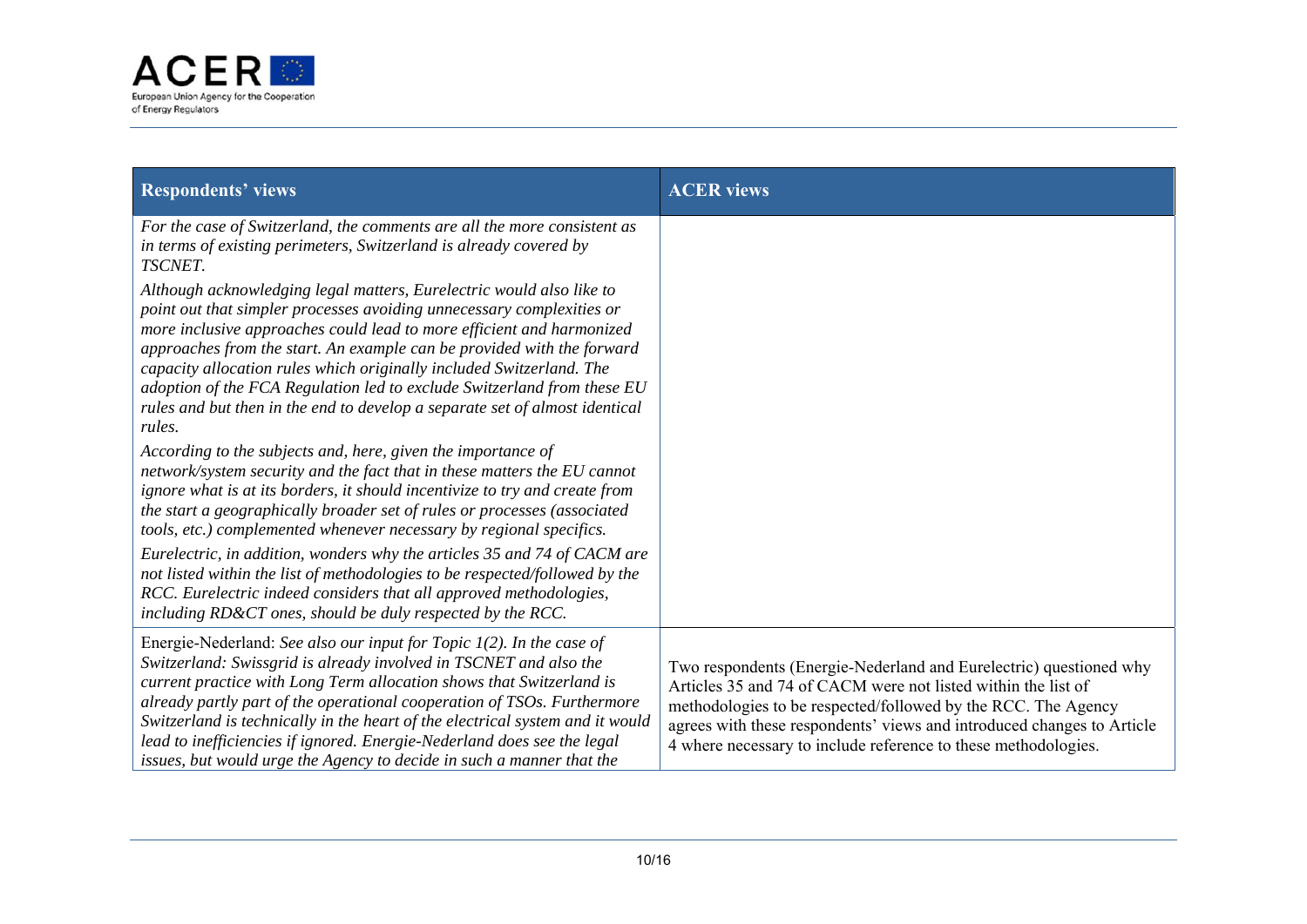| Respondents' views | ACER views |
| --- | --- |
| *For the case of Switzerland, the comments are all the more consistent as in terms of existing perimeters, Switzerland is already covered by TSCNET.* *Although acknowledging legal matters, Eurelectric would also like to point out that simpler processes avoiding unnecessary complexities or more inclusive approaches could lead to more efficient and harmonized approaches from the start. An example can be provided with the forward capacity allocation rules which originally included Switzerland. The adoption of the FCA Regulation led to exclude Switzerland from these EU rules and but then in the end to develop a separate set of almost identical rules.* *According to the subjects and, here, given the importance of network/system security and the fact that in these matters the EU cannot ignore what is at its borders, it should incentivize to try and create from the start a geographically broader set of rules or processes (associated tools, etc.) complemented whenever necessary by regional specifics.* *Eurelectric, in addition, wonders why the articles 35 and 74 of CACM are not listed within the list of methodologies to be respected/followed by the RCC. Eurelectric indeed considers that all approved methodologies, including RD&CT ones, should be duly respected by the RCC.* | |
| Energie-Nederland: *See also our input for Topic 1(2). In the case of Switzerland: Swissgrid is already involved in TSCNET and also the current practice with Long Term allocation shows that Switzerland is already partly part of the operational cooperation of TSOs. Furthermore Switzerland is technically in the heart of the electrical system and it would lead to inefficiencies if ignored. Energie-Nederland does see the legal issues, but would urge the Agency to decide in such a manner that the* | Two respondents (Energie-Nederland and Eurelectric) questioned why Articles 35 and 74 of CACM were not listed within the list of methodologies to be respected/followed by the RCC. The Agency agrees with these respondents' views and introduced changes to Article 4 where necessary to include reference to these methodologies. |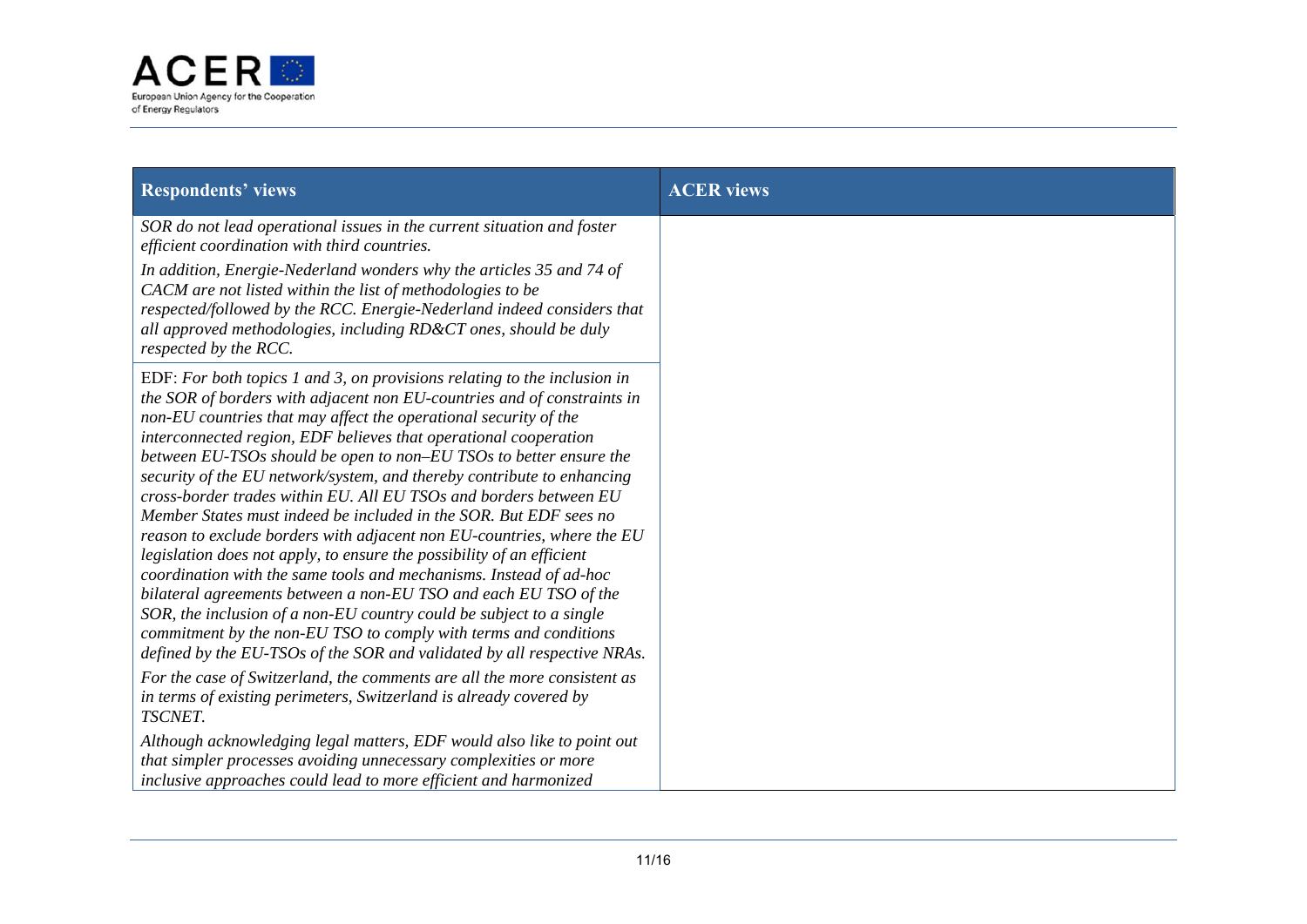| Respondents' views | ACER views |
|---|---|
| *SOR do not lead operational issues in the current situation and foster efficient coordination with third countries.*<br><br>*In addition, Energie-Nederland wonders why the articles 35 and 74 of CACM are not listed within the list of methodologies to be respected/followed by the RCC. Energie-Nederland indeed considers that all approved methodologies, including RD&CT ones, should be duly respected by the RCC.* | |
| EDF: *For both topics 1 and 3, on provisions relating to the inclusion in the SOR of borders with adjacent non EU-countries and of constraints in non-EU countries that may affect the operational security of the interconnected region, EDF believes that operational cooperation between EU-TSOs should be open to non–EU TSOs to better ensure the security of the EU network/system, and thereby contribute to enhancing cross-border trades within EU. All EU TSOs and borders between EU Member States must indeed be included in the SOR. But EDF sees no reason to exclude borders with adjacent non EU-countries, where the EU legislation does not apply, to ensure the possibility of an efficient coordination with the same tools and mechanisms. Instead of ad-hoc bilateral agreements between a non-EU TSO and each EU TSO of the SOR, the inclusion of a non-EU country could be subject to a single commitment by the non-EU TSO to comply with terms and conditions defined by the EU-TSOs of the SOR and validated by all respective NRAs.*<br><br>*For the case of Switzerland, the comments are all the more consistent as in terms of existing perimeters, Switzerland is already covered by TSCNET.*<br><br>*Although acknowledging legal matters, EDF would also like to point out that simpler processes avoiding unnecessary complexities or more inclusive approaches could lead to more efficient and harmonized* | |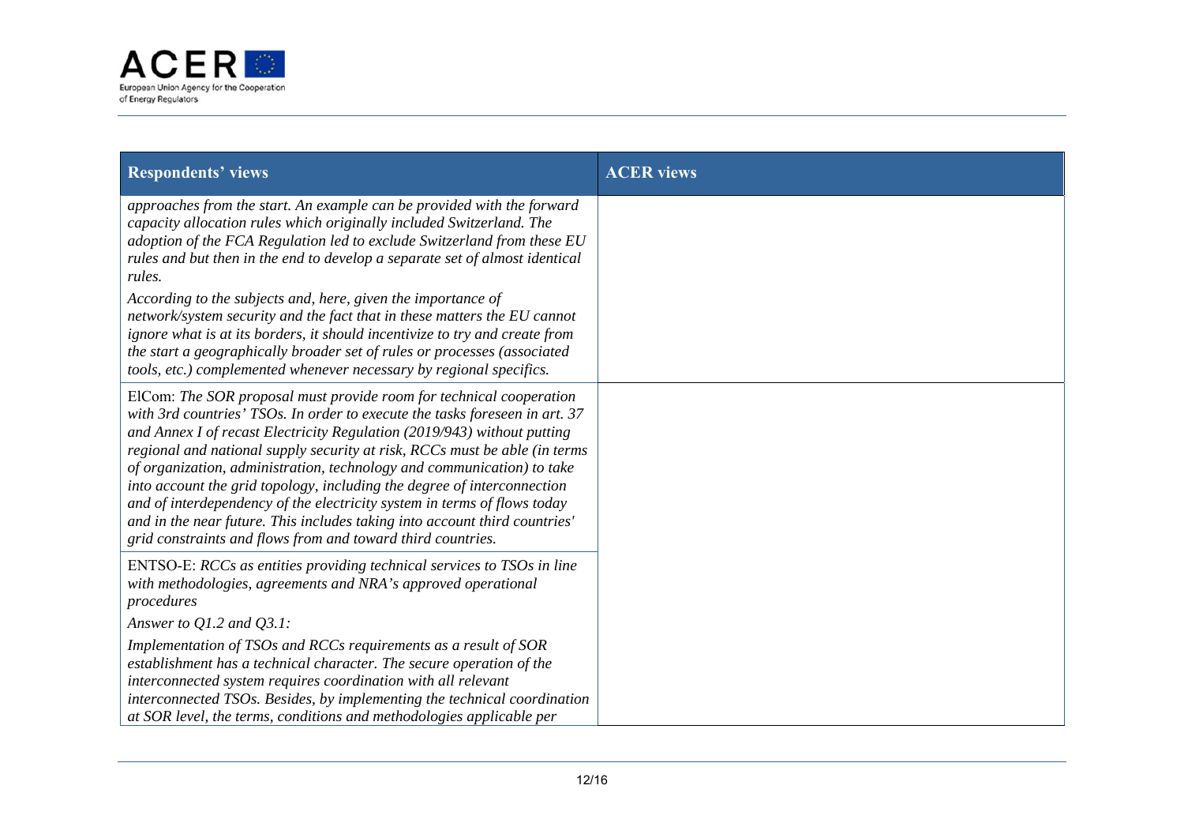| Respondents' views | ACER views |
| --- | --- |
| *approaches from the start. An example can be provided with the forward capacity allocation rules which originally included Switzerland. The adoption of the FCA Regulation led to exclude Switzerland from these EU rules and but then in the end to develop a separate set of almost identical rules.*<br>*According to the subjects and, here, given the importance of network/system security and the fact that in these matters the EU cannot ignore what is at its borders, it should incentivize to try and create from the start a geographically broader set of rules or processes (associated tools, etc.) complemented whenever necessary by regional specifics.* | |
| ElCom: *The SOR proposal must provide room for technical cooperation with 3rd countries' TSOs. In order to execute the tasks foreseen in art. 37 and Annex I of recast Electricity Regulation (2019/943) without putting regional and national supply security at risk, RCCs must be able (in terms of organization, administration, technology and communication) to take into account the grid topology, including the degree of interconnection and of interdependency of the electricity system in terms of flows today and in the near future. This includes taking into account third countries' grid constraints and flows from and toward third countries.* | |
| ENTSO-E: *RCCs as entities providing technical services to TSOs in line with methodologies, agreements and NRA's approved operational procedures*<br>*Answer to Q1.2 and Q3.1:*<br>*Implementation of TSOs and RCCs requirements as a result of SOR establishment has a technical character. The secure operation of the interconnected system requires coordination with all relevant interconnected TSOs. Besides, by implementing the technical coordination at SOR level, the terms, conditions and methodologies applicable per* | |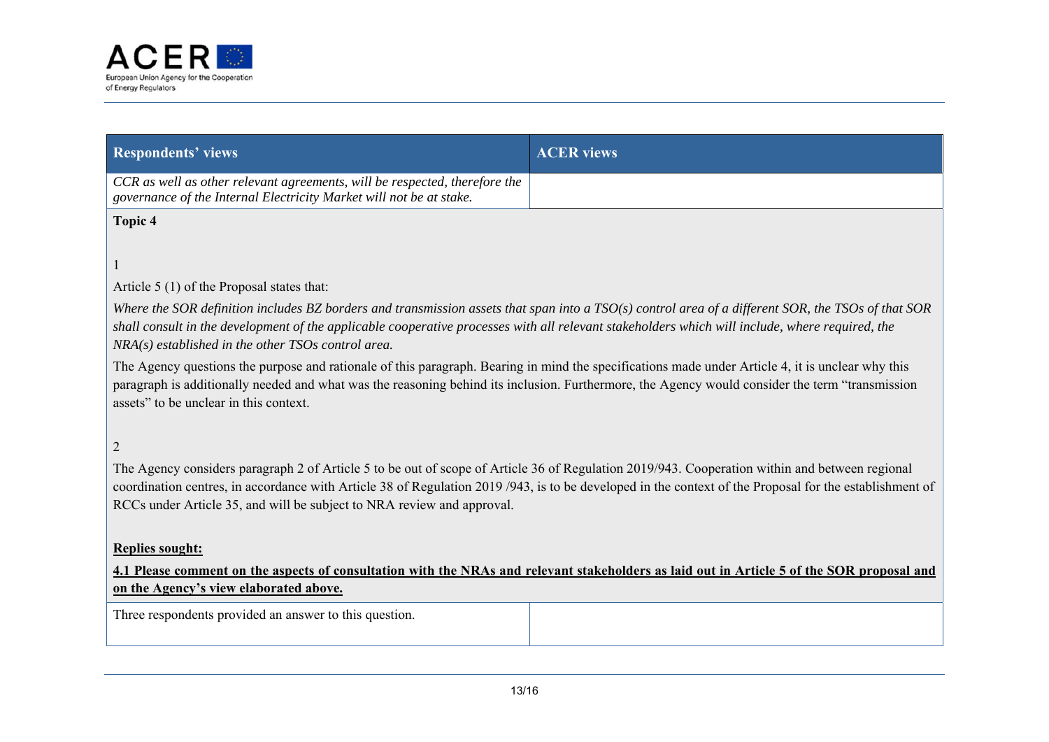| Respondents' views | ACER views |
|---|---|
| *CCR as well as other relevant agreements, will be respected, therefore the governance of the Internal Electricity Market will not be at stake.* | |

**Topic 4**

1

Article 5 (1) of the Proposal states that:

*Where the SOR definition includes BZ borders and transmission assets that span into a TSO(s) control area of a different SOR, the TSOs of that SOR shall consult in the development of the applicable cooperative processes with all relevant stakeholders which will include, where required, the NRA(s) established in the other TSOs control area.*

The Agency questions the purpose and rationale of this paragraph. Bearing in mind the specifications made under Article 4, it is unclear why this paragraph is additionally needed and what was the reasoning behind its inclusion. Furthermore, the Agency would consider the term "transmission assets" to be unclear in this context.

2

The Agency considers paragraph 2 of Article 5 to be out of scope of Article 36 of Regulation 2019/943. Cooperation within and between regional coordination centres, in accordance with Article 38 of Regulation 2019 /943, is to be developed in the context of the Proposal for the establishment of RCCs under Article 35, and will be subject to NRA review and approval.

**Replies sought:**

**4.1 Please comment on the aspects of consultation with the NRAs and relevant stakeholders as laid out in Article 5 of the SOR proposal and on the Agency's view elaborated above.**

| Respondents' views | ACER views |
|---|---|
| Three respondents provided an answer to this question. | |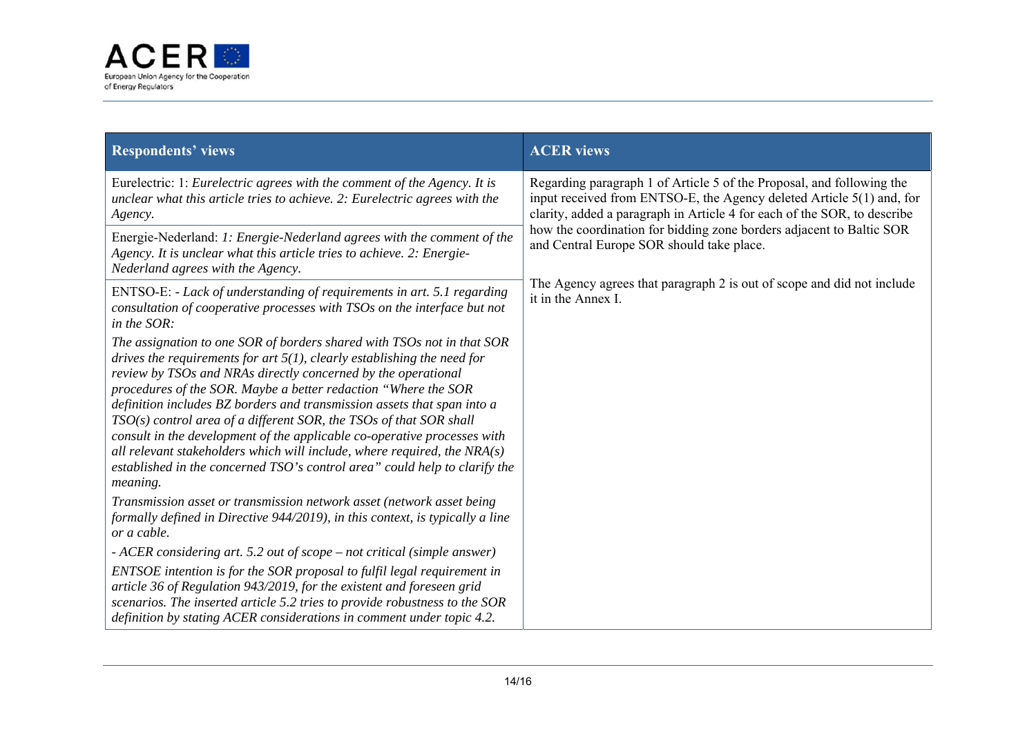| Respondents' views | ACER views |
|---|---|
| Eurelectric: 1: *Eurelectric agrees with the comment of the Agency. It is unclear what this article tries to achieve. 2: Eurelectric agrees with the Agency.* | Regarding paragraph 1 of Article 5 of the Proposal, and following the input received from ENTSO-E, the Agency deleted Article 5(1) and, for clarity, added a paragraph in Article 4 for each of the SOR, to describe how the coordination for bidding zone borders adjacent to Baltic SOR and Central Europe SOR should take place.<br><br>The Agency agrees that paragraph 2 is out of scope and did not include it in the Annex I. |
| Energie-Nederland: *1: Energie-Nederland agrees with the comment of the Agency. It is unclear what this article tries to achieve. 2: Energie-Nederland agrees with the Agency.* | |
| ENTSO-E: - *Lack of understanding of requirements in art. 5.1 regarding consultation of cooperative processes with TSOs on the interface but not in the SOR:*<br><br>*The assignation to one SOR of borders shared with TSOs not in that SOR drives the requirements for art 5(1), clearly establishing the need for review by TSOs and NRAs directly concerned by the operational procedures of the SOR. Maybe a better redaction "Where the SOR definition includes BZ borders and transmission assets that span into a TSO(s) control area of a different SOR, the TSOs of that SOR shall consult in the development of the applicable co-operative processes with all relevant stakeholders which will include, where required, the NRA(s) established in the concerned TSO's control area" could help to clarify the meaning.*<br><br>*Transmission asset or transmission network asset (network asset being formally defined in Directive 944/2019), in this context, is typically a line or a cable.*<br><br>*- ACER considering art. 5.2 out of scope – not critical (simple answer)*<br><br>*ENTSOE intention is for the SOR proposal to fulfil legal requirement in article 36 of Regulation 943/2019, for the existent and foreseen grid scenarios. The inserted article 5.2 tries to provide robustness to the SOR definition by stating ACER considerations in comment under topic 4.2.* | |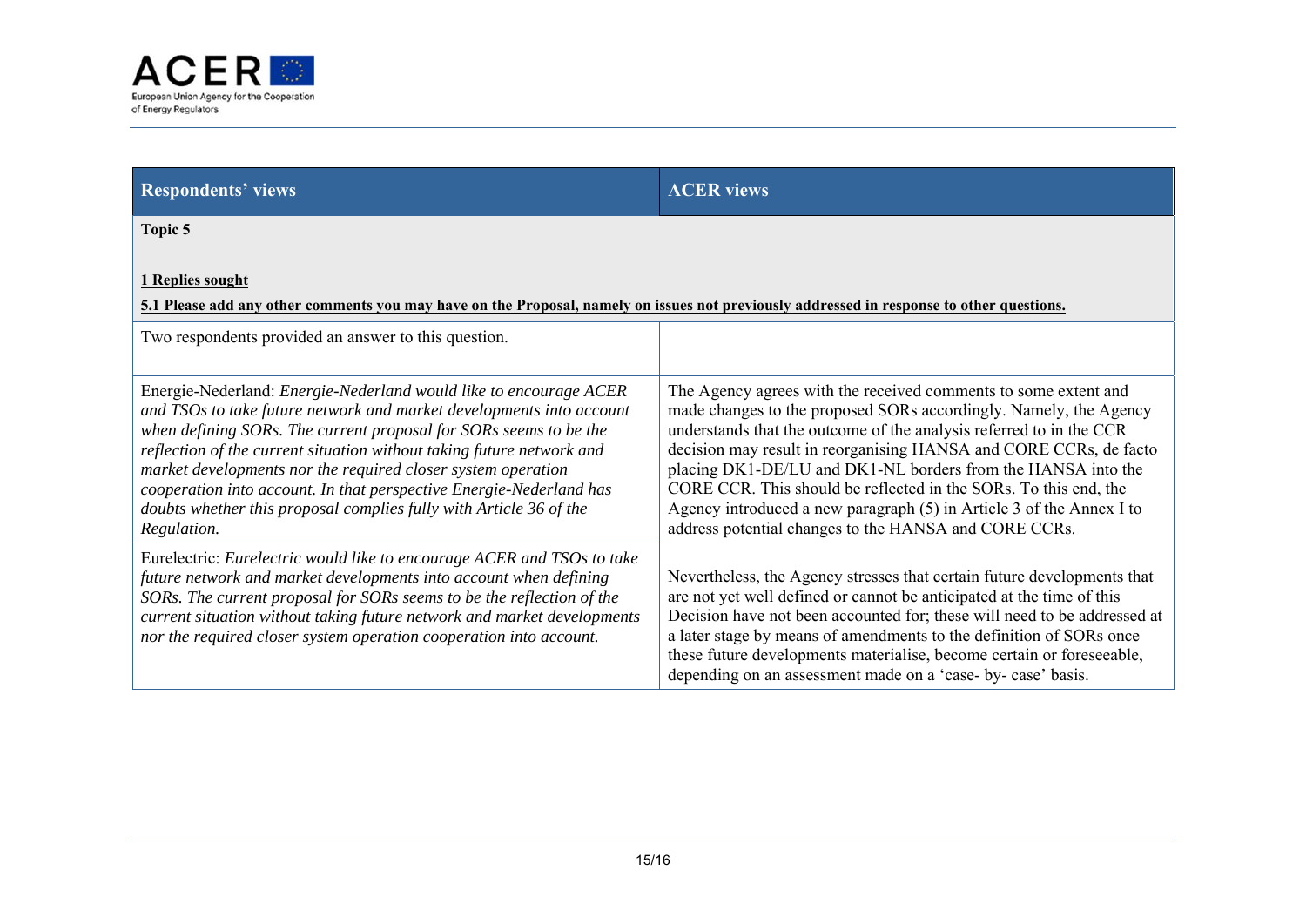| Respondents' views | ACER views |
|---|---|
| **Topic 5**<br><br>**1 Replies sought**<br>**5.1 Please add any other comments you may have on the Proposal, namely on issues not previously addressed in response to other questions.** | |
| Two respondents provided an answer to this question. | |
| Energie-Nederland: *Energie-Nederland would like to encourage ACER and TSOs to take future network and market developments into account when defining SORs. The current proposal for SORs seems to be the reflection of the current situation without taking future network and market developments nor the required closer system operation cooperation into account. In that perspective Energie-Nederland has doubts whether this proposal complies fully with Article 36 of the Regulation.* | The Agency agrees with the received comments to some extent and made changes to the proposed SORs accordingly. Namely, the Agency understands that the outcome of the analysis referred to in the CCR decision may result in reorganising HANSA and CORE CCRs, de facto placing DK1-DE/LU and DK1-NL borders from the HANSA into the CORE CCR. This should be reflected in the SORs. To this end, the Agency introduced a new paragraph (5) in Article 3 of the Annex I to address potential changes to the HANSA and CORE CCRs.<br><br>Nevertheless, the Agency stresses that certain future developments that are not yet well defined or cannot be anticipated at the time of this Decision have not been accounted for; these will need to be addressed at a later stage by means of amendments to the definition of SORs once these future developments materialise, become certain or foreseeable, depending on an assessment made on a 'case- by- case' basis. |
| Eurelectric: *Eurelectric would like to encourage ACER and TSOs to take future network and market developments into account when defining SORs. The current proposal for SORs seems to be the reflection of the current situation without taking future network and market developments nor the required closer system operation cooperation into account.* | |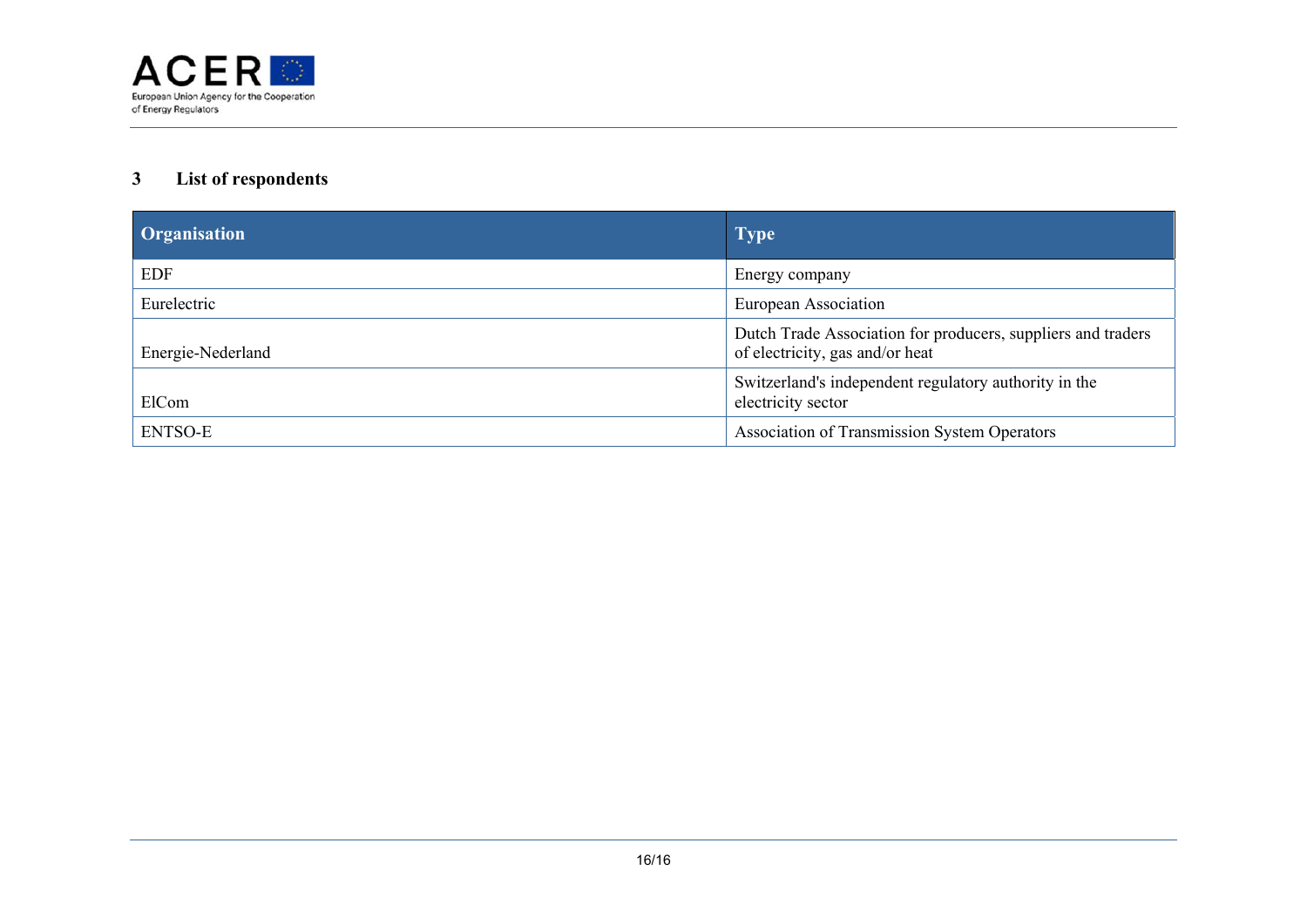## 3 List of respondents

| Organisation | Type |
| --- | --- |
| EDF | Energy company |
| Eurelectric | European Association |
| Energie-Nederland | Dutch Trade Association for producers, suppliers and traders of electricity, gas and/or heat |
| ElCom | Switzerland's independent regulatory authority in the electricity sector |
| ENTSO-E | Association of Transmission System Operators |